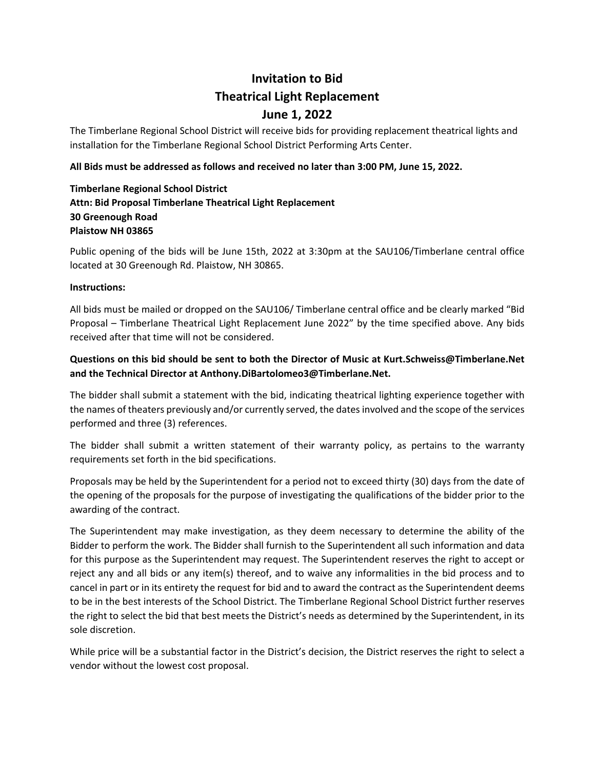# Invitation to Bid
# Theatrical Light Replacement
# June 1, 2022

The Timberlane Regional School District will receive bids for providing replacement theatrical lights and installation for the Timberlane Regional School District Performing Arts Center.

**All Bids must be addressed as follows and received no later than 3:00 PM, June 15, 2022.**

**Timberlane Regional School District**
**Attn: Bid Proposal Timberlane Theatrical Light Replacement**
**30 Greenough Road**
**Plaistow NH 03865**

Public opening of the bids will be June 15th, 2022 at 3:30pm at the SAU106/Timberlane central office located at 30 Greenough Rd. Plaistow, NH 30865.

**Instructions:**

All bids must be mailed or dropped on the SAU106/ Timberlane central office and be clearly marked "Bid Proposal – Timberlane Theatrical Light Replacement June 2022" by the time specified above. Any bids received after that time will not be considered.

**Questions on this bid should be sent to both the Director of Music at Kurt.Schweiss@Timberlane.Net and the Technical Director at Anthony.DiBartolomeo3@Timberlane.Net.**

The bidder shall submit a statement with the bid, indicating theatrical lighting experience together with the names of theaters previously and/or currently served, the dates involved and the scope of the services performed and three (3) references.

The bidder shall submit a written statement of their warranty policy, as pertains to the warranty requirements set forth in the bid specifications.

Proposals may be held by the Superintendent for a period not to exceed thirty (30) days from the date of the opening of the proposals for the purpose of investigating the qualifications of the bidder prior to the awarding of the contract.

The Superintendent may make investigation, as they deem necessary to determine the ability of the Bidder to perform the work. The Bidder shall furnish to the Superintendent all such information and data for this purpose as the Superintendent may request. The Superintendent reserves the right to accept or reject any and all bids or any item(s) thereof, and to waive any informalities in the bid process and to cancel in part or in its entirety the request for bid and to award the contract as the Superintendent deems to be in the best interests of the School District. The Timberlane Regional School District further reserves the right to select the bid that best meets the District's needs as determined by the Superintendent, in its sole discretion.

While price will be a substantial factor in the District's decision, the District reserves the right to select a vendor without the lowest cost proposal.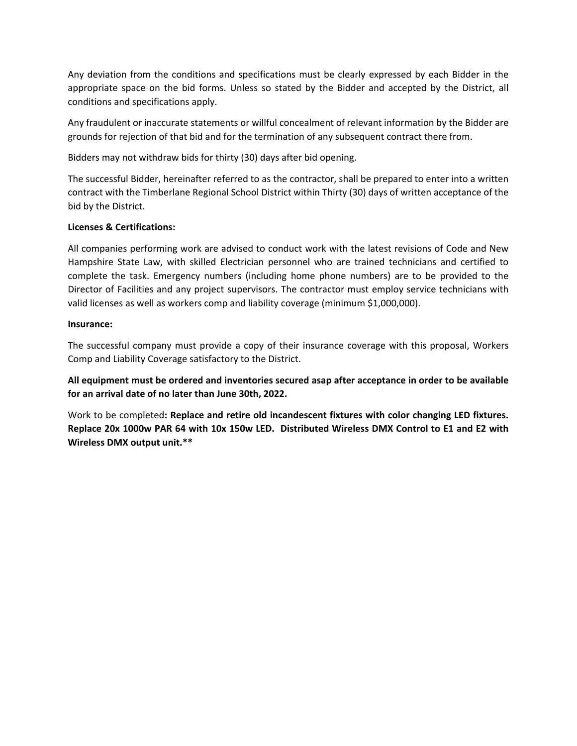Any deviation from the conditions and specifications must be clearly expressed by each Bidder in the appropriate space on the bid forms. Unless so stated by the Bidder and accepted by the District, all conditions and specifications apply.

Any fraudulent or inaccurate statements or willful concealment of relevant information by the Bidder are grounds for rejection of that bid and for the termination of any subsequent contract there from.

Bidders may not withdraw bids for thirty (30) days after bid opening.

The successful Bidder, hereinafter referred to as the contractor, shall be prepared to enter into a written contract with the Timberlane Regional School District within Thirty (30) days of written acceptance of the bid by the District.

**Licenses & Certifications:**

All companies performing work are advised to conduct work with the latest revisions of Code and New Hampshire State Law, with skilled Electrician personnel who are trained technicians and certified to complete the task. Emergency numbers (including home phone numbers) are to be provided to the Director of Facilities and any project supervisors. The contractor must employ service technicians with valid licenses as well as workers comp and liability coverage (minimum $1,000,000).

**Insurance:**

The successful company must provide a copy of their insurance coverage with this proposal, Workers Comp and Liability Coverage satisfactory to the District.

**All equipment must be ordered and inventories secured asap after acceptance in order to be available for an arrival date of no later than June 30th, 2022.**

Work to be completed**: Replace and retire old incandescent fixtures with color changing LED fixtures. Replace 20x 1000w PAR 64 with 10x 150w LED. Distributed Wireless DMX Control to E1 and E2 with Wireless DMX output unit.****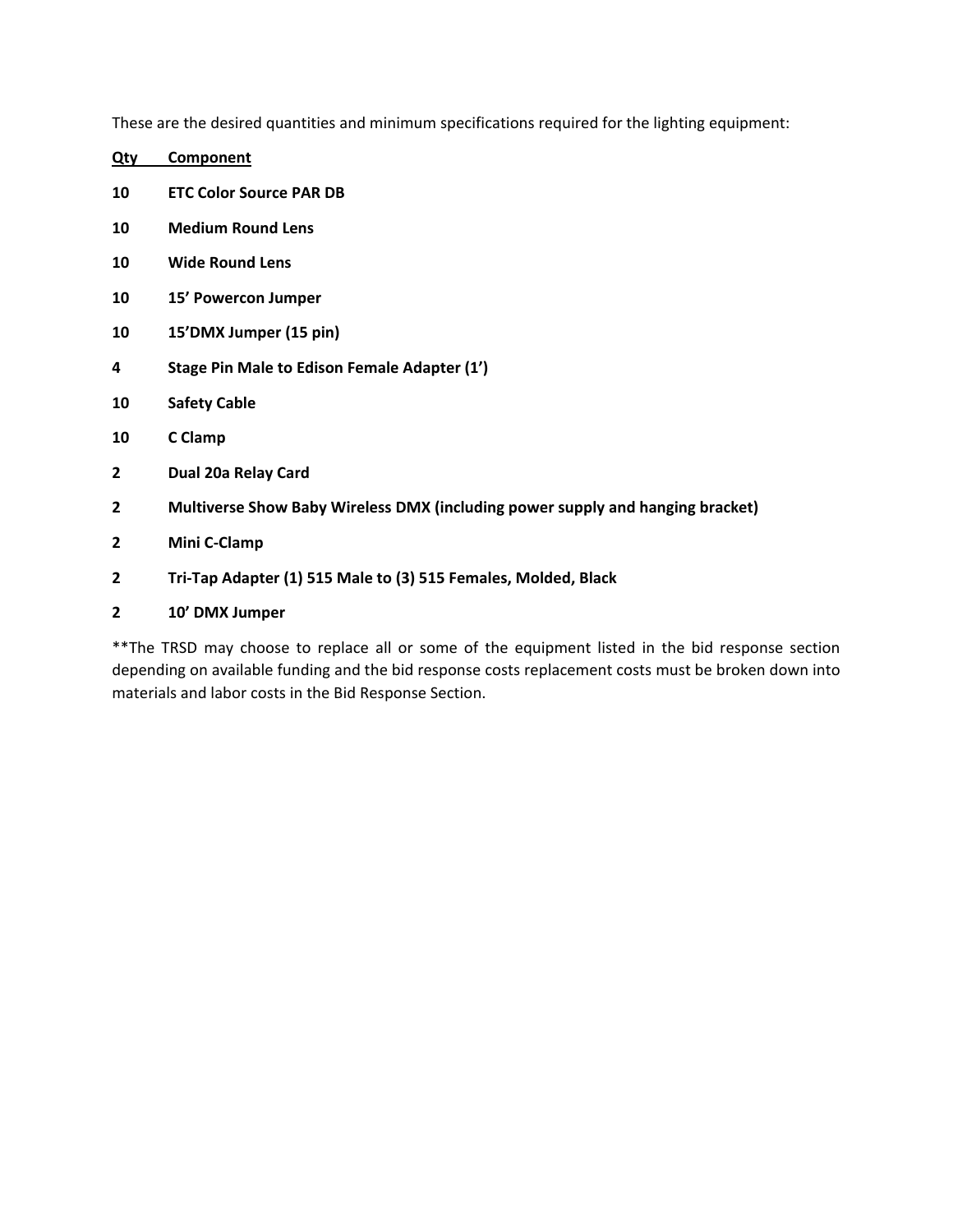These are the desired quantities and minimum specifications required for the lighting equipment:

| Qty | Component |
|---|---|
| **10** | **ETC Color Source PAR DB** |
| **10** | **Medium Round Lens** |
| **10** | **Wide Round Lens** |
| **10** | **15’ Powercon Jumper** |
| **10** | **15’DMX Jumper (15 pin)** |
| **4** | **Stage Pin Male to Edison Female Adapter (1’)** |
| **10** | **Safety Cable** |
| **10** | **C Clamp** |
| **2** | **Dual 20a Relay Card** |
| **2** | **Multiverse Show Baby Wireless DMX (including power supply and hanging bracket)** |
| **2** | **Mini C-Clamp** |
| **2** | **Tri-Tap Adapter (1) 515 Male to (3) 515 Females, Molded, Black** |
| **2** | **10’ DMX Jumper** |

**The TRSD may choose to replace all or some of the equipment listed in the bid response section depending on available funding and the bid response costs replacement costs must be broken down into materials and labor costs in the Bid Response Section.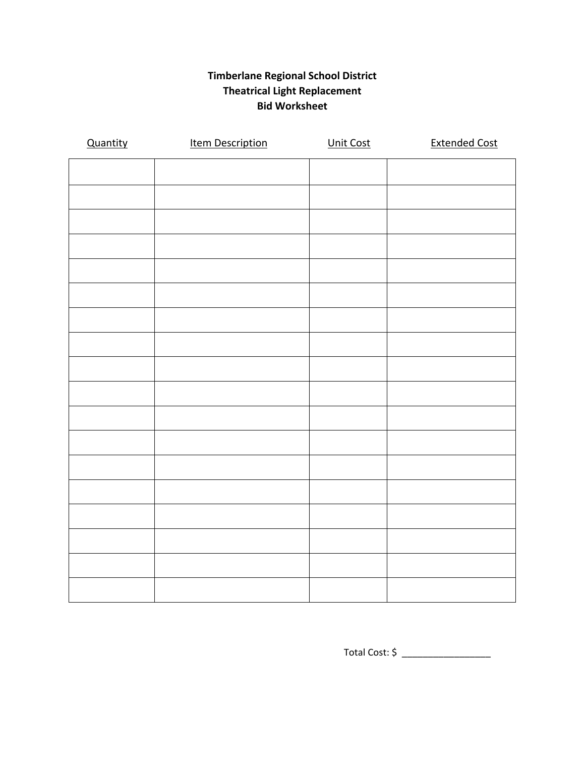**Timberlane Regional School District**
**Theatrical Light Replacement**
**Bid Worksheet**

| Quantity | Item Description | Unit Cost | Extended Cost |
|---|---|---|---|
| | | | |
| | | | |
| | | | |
| | | | |
| | | | |
| | | | |
| | | | |
| | | | |
| | | | |
| | | | |
| | | | |
| | | | |
| | | | |
| | | | |
| | | | |
| | | | |
| | | | |
| | | | |

Total Cost: $ _________________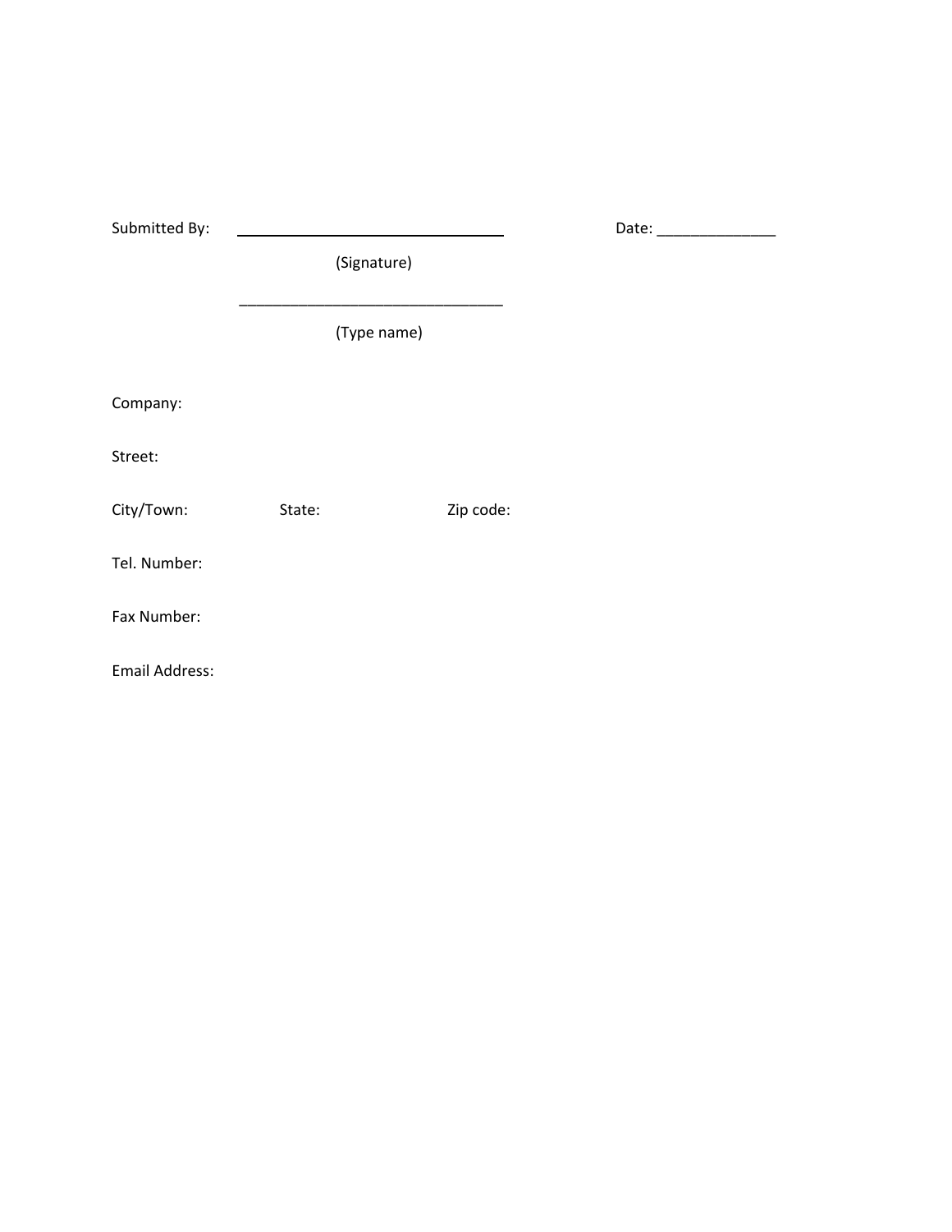Submitted By: ________________________________ Date: ______________

(Signature)

________________________________

(Type name)

Company:

Street:

City/Town: State: Zip code:

Tel. Number:

Fax Number:

Email Address: